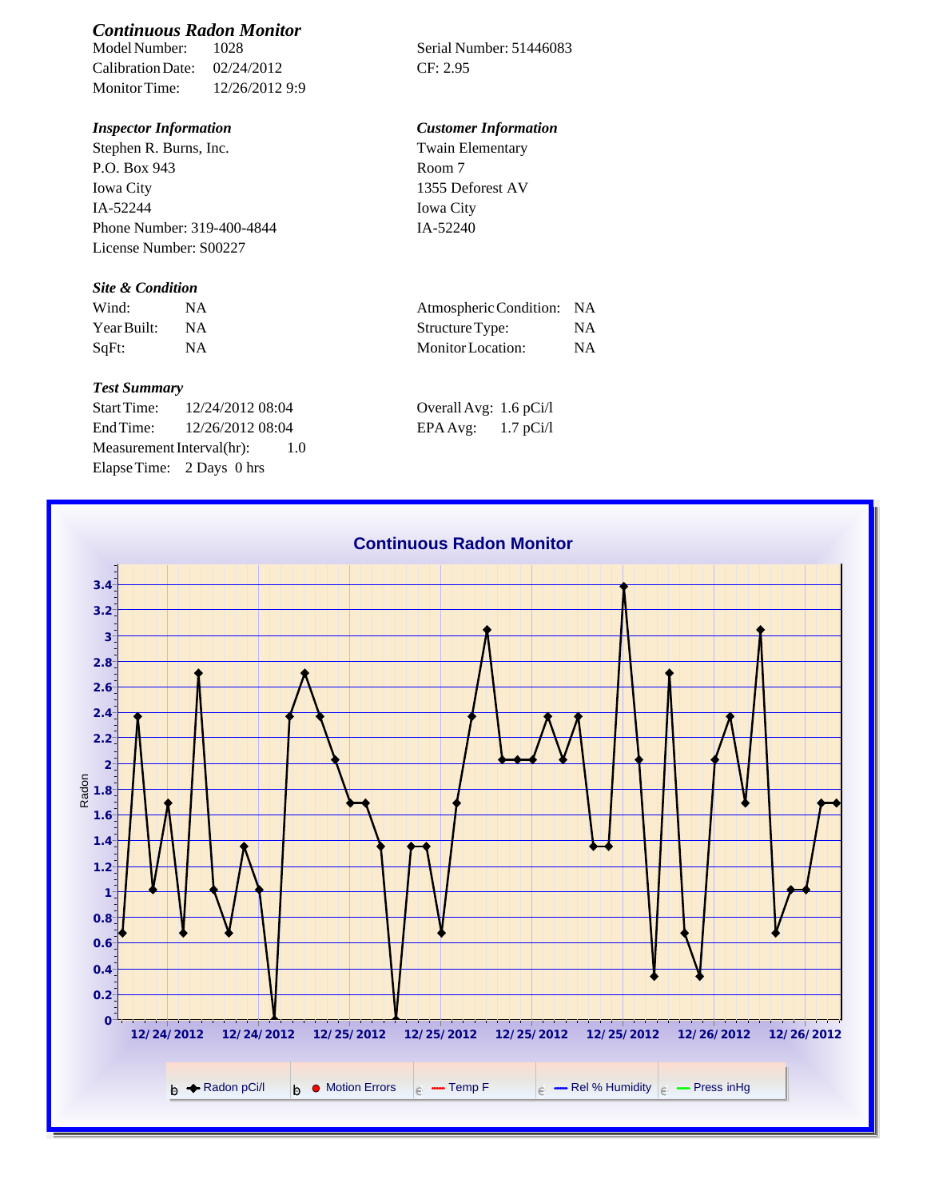## *Continuous Radon Monitor*

Model Number: 1028
Calibration Date: 02/24/2012
Monitor Time: 12/26/2012 9:9

Serial Number: 51446083
CF: 2.95

### *Inspector Information*

Stephen R. Burns, Inc.
P.O. Box 943
Iowa City
IA-52244
Phone Number: 319-400-4844
License Number: S00227

### *Customer Information*

Twain Elementary
Room 7
1355 Deforest AV
Iowa City
IA-52240

### *Site & Condition*

| | | | |
|---|---|---|---|
| Wind: | NA | Atmospheric Condition: | NA |
| Year Built: | NA | Structure Type: | NA |
| SqFt: | NA | Monitor Location: | NA |

### *Test Summary*

Start Time: 12/24/2012 08:04
End Time: 12/26/2012 08:04
Measurement Interval(hr): 1.0
Elapse Time: 2 Days 0 hrs

Overall Avg: 1.6 pCi/l
EPA Avg: 1.7 pCi/l

**Continuous Radon Monitor**

Radon

12/24/2012 12/24/2012 12/25/2012 12/25/2012 12/25/2012 12/25/2012 12/26/2012 12/26/2012

Radon pCi/l | Motion Errors | Temp F | Rel % Humidity | Press inHg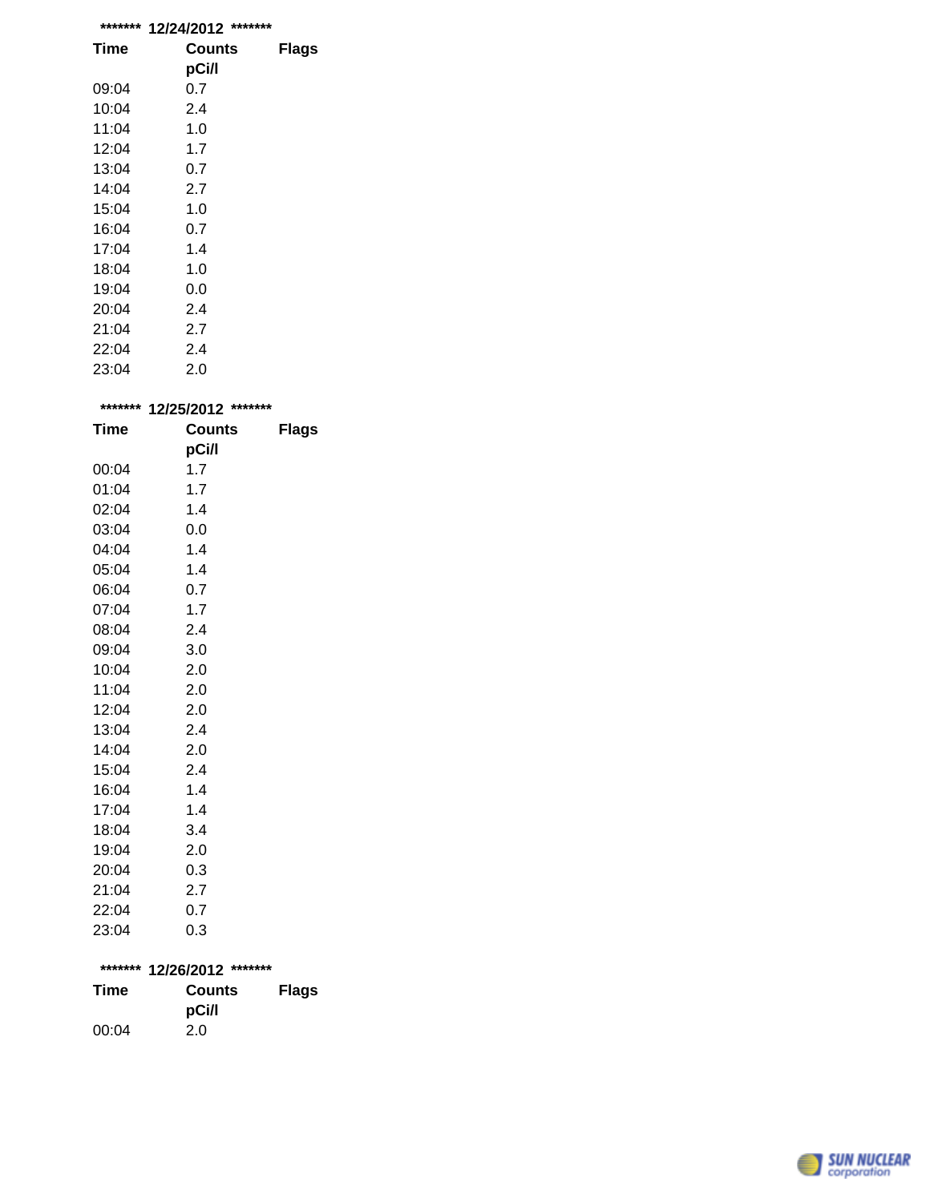******* 12/24/2012 *******

| Time | Counts pCi/l | Flags |
|---|---|---|
| 09:04 | 0.7 | |
| 10:04 | 2.4 | |
| 11:04 | 1.0 | |
| 12:04 | 1.7 | |
| 13:04 | 0.7 | |
| 14:04 | 2.7 | |
| 15:04 | 1.0 | |
| 16:04 | 0.7 | |
| 17:04 | 1.4 | |
| 18:04 | 1.0 | |
| 19:04 | 0.0 | |
| 20:04 | 2.4 | |
| 21:04 | 2.7 | |
| 22:04 | 2.4 | |
| 23:04 | 2.0 | |

******* 12/25/2012 *******

| Time | Counts pCi/l | Flags |
|---|---|---|
| 00:04 | 1.7 | |
| 01:04 | 1.7 | |
| 02:04 | 1.4 | |
| 03:04 | 0.0 | |
| 04:04 | 1.4 | |
| 05:04 | 1.4 | |
| 06:04 | 0.7 | |
| 07:04 | 1.7 | |
| 08:04 | 2.4 | |
| 09:04 | 3.0 | |
| 10:04 | 2.0 | |
| 11:04 | 2.0 | |
| 12:04 | 2.0 | |
| 13:04 | 2.4 | |
| 14:04 | 2.0 | |
| 15:04 | 2.4 | |
| 16:04 | 1.4 | |
| 17:04 | 1.4 | |
| 18:04 | 3.4 | |
| 19:04 | 2.0 | |
| 20:04 | 0.3 | |
| 21:04 | 2.7 | |
| 22:04 | 0.7 | |
| 23:04 | 0.3 | |

******* 12/26/2012 *******

| Time | Counts pCi/l | Flags |
|---|---|---|
| 00:04 | 2.0 | |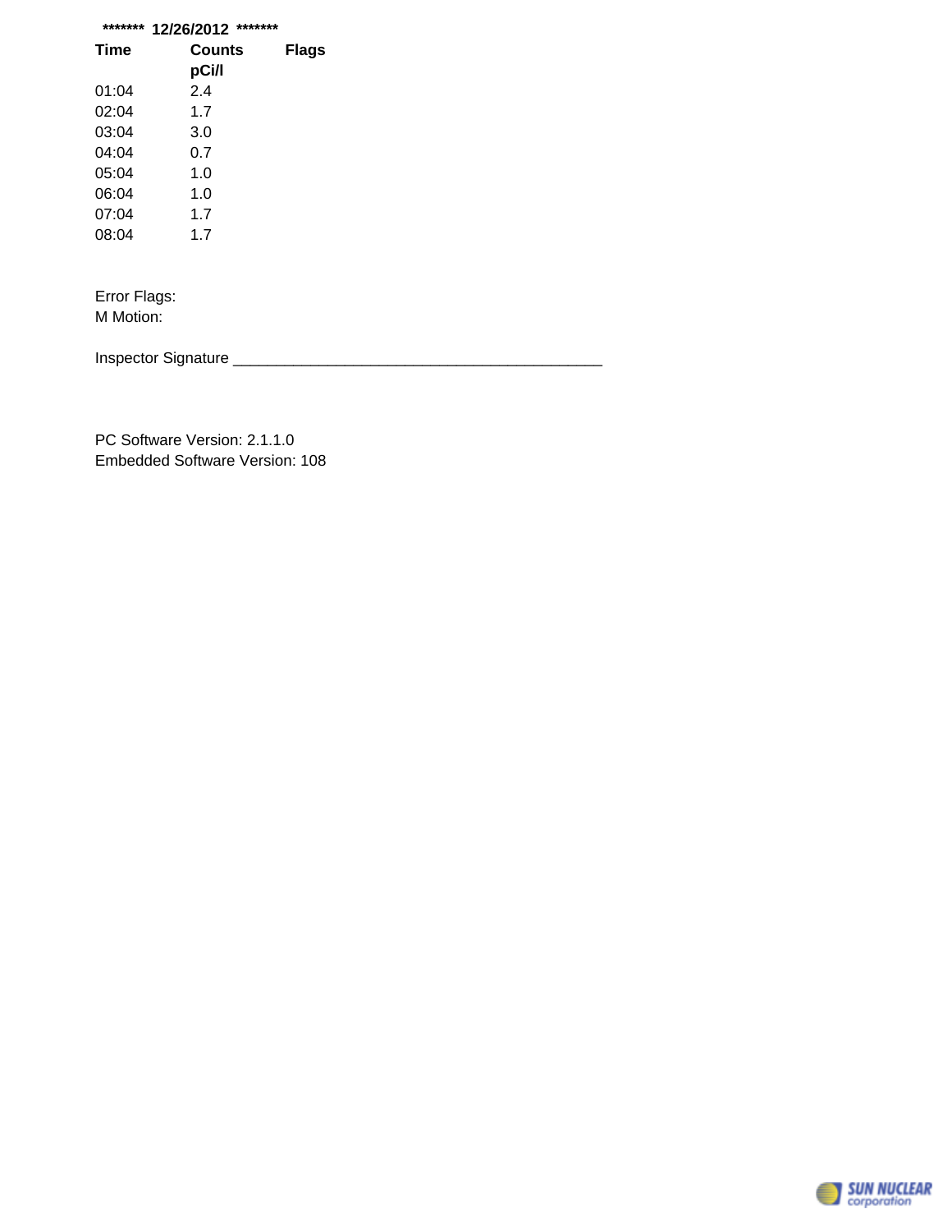**\*\*\*\*\*\*\* 12/26/2012 \*\*\*\*\*\*\***

| Time | Counts pCi/l | Flags |
|---|---|---|
| 01:04 | 2.4 | |
| 02:04 | 1.7 | |
| 03:04 | 3.0 | |
| 04:04 | 0.7 | |
| 05:04 | 1.0 | |
| 06:04 | 1.0 | |
| 07:04 | 1.7 | |
| 08:04 | 1.7 | |

Error Flags:
M Motion:

Inspector Signature ___________________________________________

PC Software Version: 2.1.1.0
Embedded Software Version: 108

SUN NUCLEAR corporation